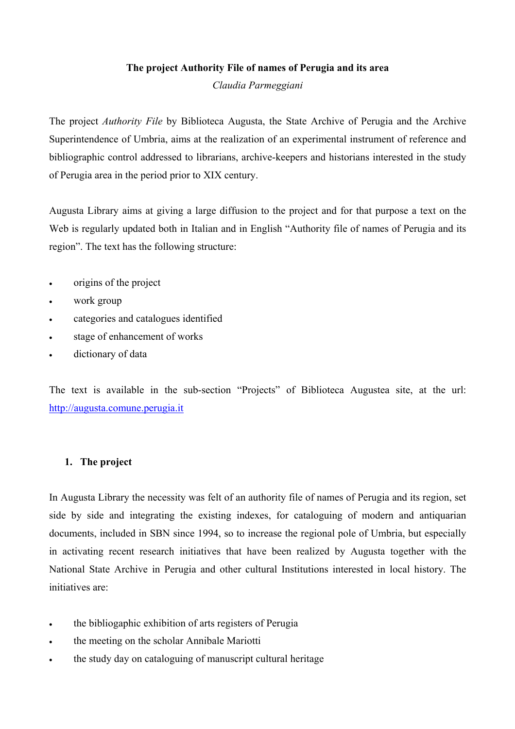# The project Authority File of names of Perugia and its area

*Claudia Parmeggiani*

The project *Authority File* by Biblioteca Augusta, the State Archive of Perugia and the Archive Superintendence of Umbria, aims at the realization of an experimental instrument of reference and bibliographic control addressed to librarians, archive-keepers and historians interested in the study of Perugia area in the period prior to XIX century.

Augusta Library aims at giving a large diffusion to the project and for that purpose a text on the Web is regularly updated both in Italian and in English "Authority file of names of Perugia and its region". The text has the following structure:

- origins of the project
- work group
- categories and catalogues identified
- stage of enhancement of works
- dictionary of data

The text is available in the sub-section "Projects" of Biblioteca Augustea site, at the url: http://augusta.comune.perugia.it

## 1. The project

In Augusta Library the necessity was felt of an authority file of names of Perugia and its region, set side by side and integrating the existing indexes, for cataloguing of modern and antiquarian documents, included in SBN since 1994, so to increase the regional pole of Umbria, but especially in activating recent research initiatives that have been realized by Augusta together with the National State Archive in Perugia and other cultural Institutions interested in local history. The initiatives are:

- the bibliogaphic exhibition of arts registers of Perugia
- the meeting on the scholar Annibale Mariotti
- the study day on cataloguing of manuscript cultural heritage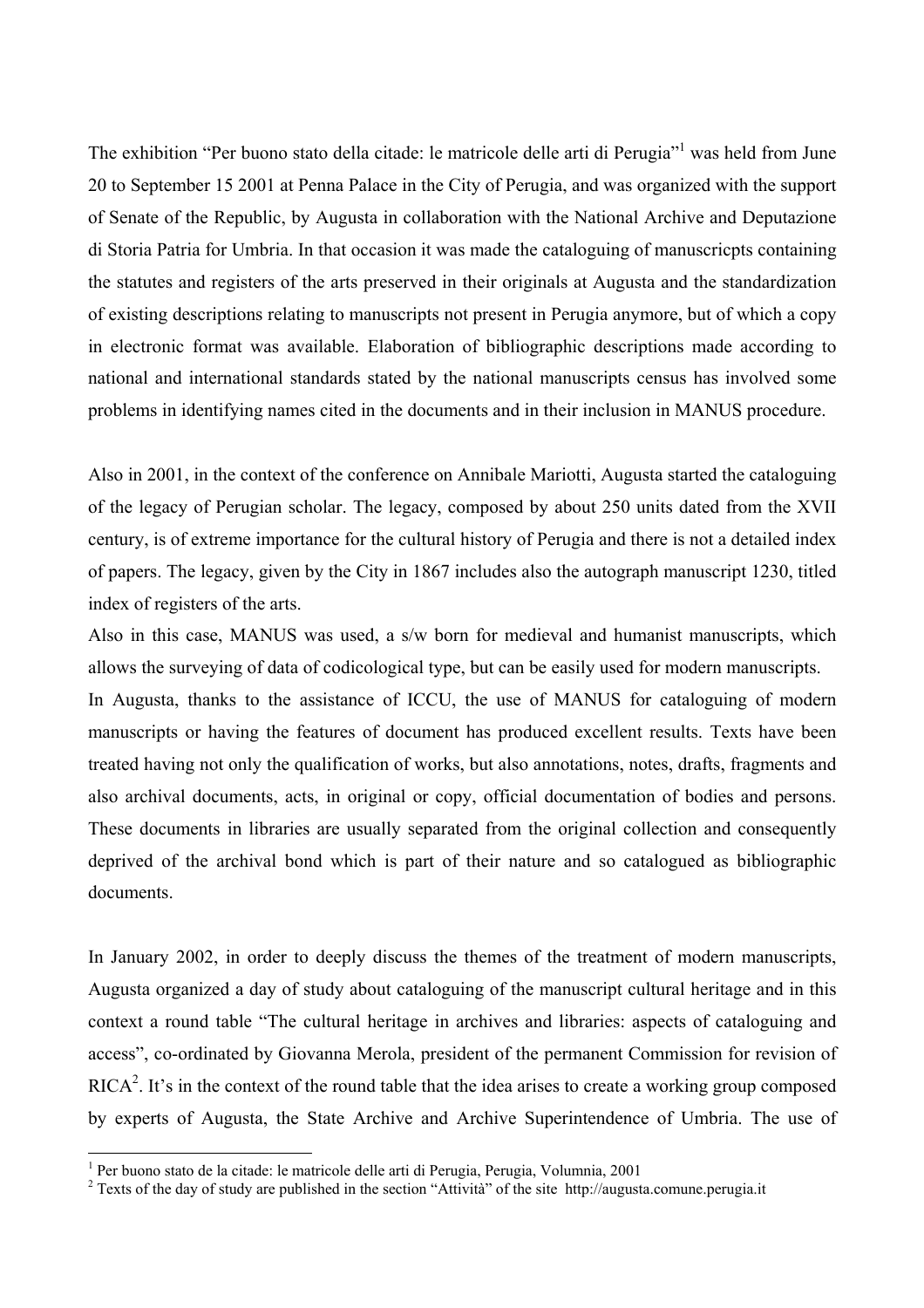The exhibition "Per buono stato della citade: le matricole delle arti di Perugia"[1] was held from June 20 to September 15 2001 at Penna Palace in the City of Perugia, and was organized with the support of Senate of the Republic, by Augusta in collaboration with the National Archive and Deputazione di Storia Patria for Umbria. In that occasion it was made the cataloguing of manuscricpts containing the statutes and registers of the arts preserved in their originals at Augusta and the standardization of existing descriptions relating to manuscripts not present in Perugia anymore, but of which a copy in electronic format was available. Elaboration of bibliographic descriptions made according to national and international standards stated by the national manuscripts census has involved some problems in identifying names cited in the documents and in their inclusion in MANUS procedure.

Also in 2001, in the context of the conference on Annibale Mariotti, Augusta started the cataloguing of the legacy of Perugian scholar. The legacy, composed by about 250 units dated from the XVII century, is of extreme importance for the cultural history of Perugia and there is not a detailed index of papers. The legacy, given by the City in 1867 includes also the autograph manuscript 1230, titled index of registers of the arts.

Also in this case, MANUS was used, a s/w born for medieval and humanist manuscripts, which allows the surveying of data of codicological type, but can be easily used for modern manuscripts.

In Augusta, thanks to the assistance of ICCU, the use of MANUS for cataloguing of modern manuscripts or having the features of document has produced excellent results. Texts have been treated having not only the qualification of works, but also annotations, notes, drafts, fragments and also archival documents, acts, in original or copy, official documentation of bodies and persons. These documents in libraries are usually separated from the original collection and consequently deprived of the archival bond which is part of their nature and so catalogued as bibliographic documents.

In January 2002, in order to deeply discuss the themes of the treatment of modern manuscripts, Augusta organized a day of study about cataloguing of the manuscript cultural heritage and in this context a round table "The cultural heritage in archives and libraries: aspects of cataloguing and access", co-ordinated by Giovanna Merola, president of the permanent Commission for revision of RICA[2]. It's in the context of the round table that the idea arises to create a working group composed by experts of Augusta, the State Archive and Archive Superintendence of Umbria. The use of

[1] Per buono stato de la citade: le matricole delle arti di Perugia, Perugia, Volumnia, 2001

[2] Texts of the day of study are published in the section "Attività" of the site http://augusta.comune.perugia.it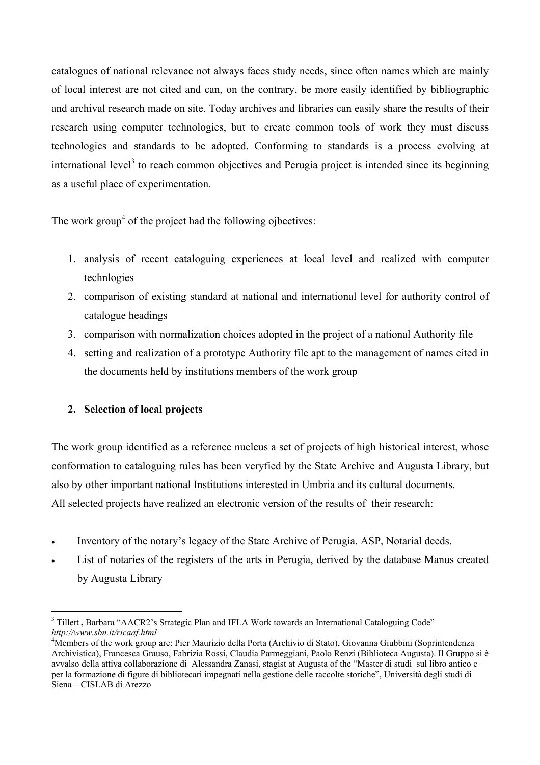catalogues of national relevance not always faces study needs, since often names which are mainly of local interest are not cited and can, on the contrary, be more easily identified by bibliographic and archival research made on site. Today archives and libraries can easily share the results of their research using computer technologies, but to create common tools of work they must discuss technologies and standards to be adopted. Conforming to standards is a process evolving at international level[3] to reach common objectives and Perugia project is intended since its beginning as a useful place of experimentation.

The work group[4] of the project had the following ojbectives:

1. analysis of recent cataloguing experiences at local level and realized with computer technlogies
2. comparison of existing standard at national and international level for authority control of catalogue headings
3. comparison with normalization choices adopted in the project of a national Authority file
4. setting and realization of a prototype Authority file apt to the management of names cited in the documents held by institutions members of the work group

## 2. Selection of local projects

The work group identified as a reference nucleus a set of projects of high historical interest, whose conformation to cataloguing rules has been veryfied by the State Archive and Augusta Library, but also by other important national Institutions interested in Umbria and its cultural documents.
All selected projects have realized an electronic version of the results of their research:

- Inventory of the notary's legacy of the State Archive of Perugia. ASP, Notarial deeds.
- List of notaries of the registers of the arts in Perugia, derived by the database Manus created by Augusta Library

---

[3] Tillett **,** Barbara "AACR2's Strategic Plan and IFLA Work towards an International Cataloguing Code" *http://www.sbn.it/ricaaf.html*

[4] Members of the work group are: Pier Maurizio della Porta (Archivio di Stato), Giovanna Giubbini (Soprintendenza Archivistica), Francesca Grauso, Fabrizia Rossi, Claudia Parmeggiani, Paolo Renzi (Biblioteca Augusta). Il Gruppo si è avvalso della attiva collaborazione di Alessandra Zanasi, stagist at Augusta of the "Master di studi sul libro antico e per la formazione di figure di bibliotecari impegnati nella gestione delle raccolte storiche", Università degli studi di Siena – CISLAB di Arezzo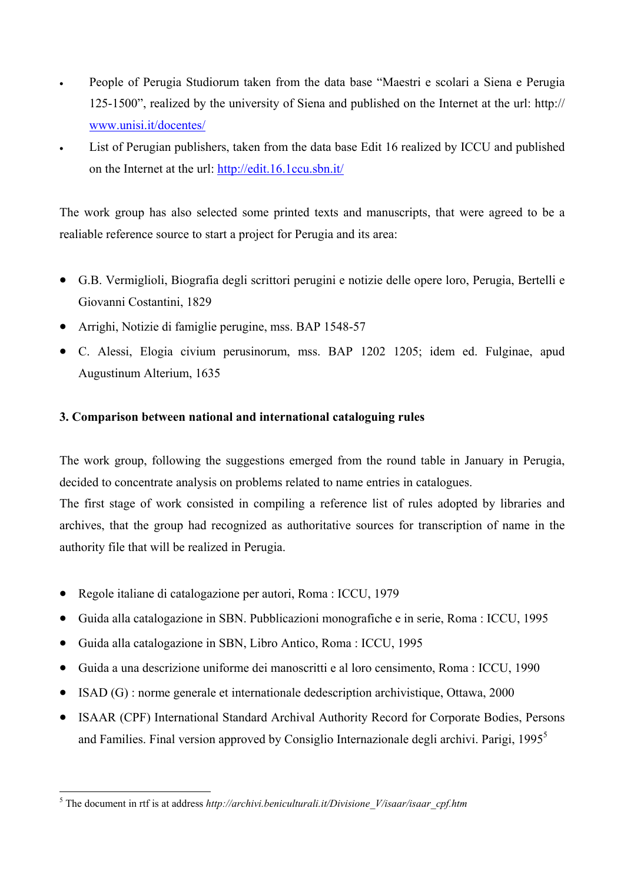- People of Perugia Studiorum taken from the data base "Maestri e scolari a Siena e Perugia 125-1500", realized by the university of Siena and published on the Internet at the url: http://www.unisi.it/docentes/
- List of Perugian publishers, taken from the data base Edit 16 realized by ICCU and published on the Internet at the url: http://edit.16.1ccu.sbn.it/

The work group has also selected some printed texts and manuscripts, that were agreed to be a realiable reference source to start a project for Perugia and its area:

- G.B. Vermiglioli, Biografia degli scrittori perugini e notizie delle opere loro, Perugia, Bertelli e Giovanni Costantini, 1829
- Arrighi, Notizie di famiglie perugine, mss. BAP 1548-57
- C. Alessi, Elogia civium perusinorum, mss. BAP 1202 1205; idem ed. Fulginae, apud Augustinum Alterium, 1635

**3. Comparison between national and international cataloguing rules**

The work group, following the suggestions emerged from the round table in January in Perugia, decided to concentrate analysis on problems related to name entries in catalogues.
The first stage of work consisted in compiling a reference list of rules adopted by libraries and archives, that the group had recognized as authoritative sources for transcription of name in the authority file that will be realized in Perugia.

- Regole italiane di catalogazione per autori, Roma : ICCU, 1979
- Guida alla catalogazione in SBN. Pubblicazioni monografiche e in serie, Roma : ICCU, 1995
- Guida alla catalogazione in SBN, Libro Antico, Roma : ICCU, 1995
- Guida a una descrizione uniforme dei manoscritti e al loro censimento, Roma : ICCU, 1990
- ISAD (G) : norme generale et internationale dedescription archivistique, Ottawa, 2000
- ISAAR (CPF) International Standard Archival Authority Record for Corporate Bodies, Persons and Families. Final version approved by Consiglio Internazionale degli archivi. Parigi, 1995[5]

[5] The document in rtf is at address *http://archivi.beniculturali.it/Divisione_V/isaar/isaar_cpf.htm*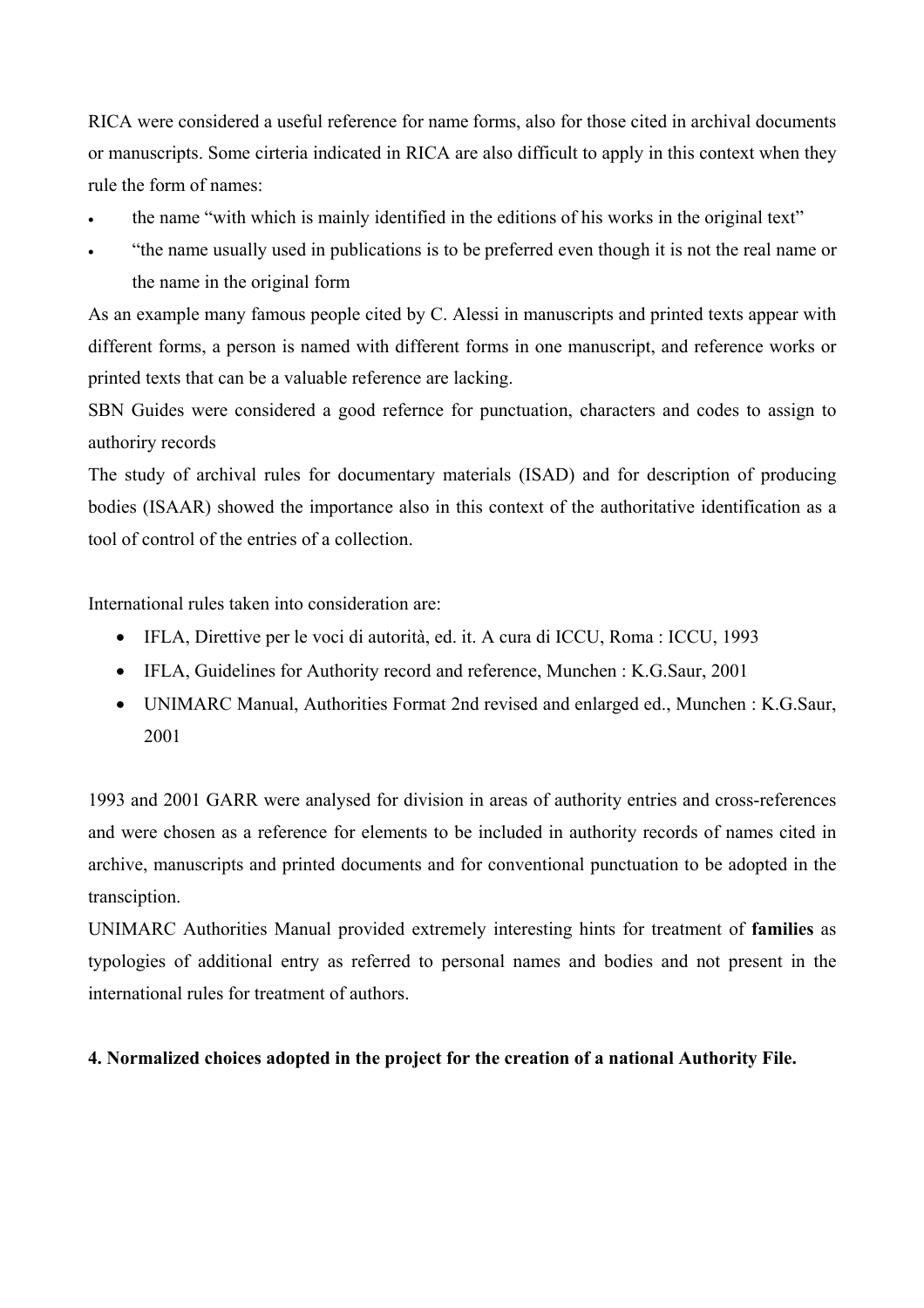RICA were considered a useful reference for name forms, also for those cited in archival documents or manuscripts. Some cirteria indicated in RICA are also difficult to apply in this context when they rule the form of names:

- the name "with which is mainly identified in the editions of his works in the original text"
- "the name usually used in publications is to be preferred even though it is not the real name or the name in the original form

As an example many famous people cited by C. Alessi in manuscripts and printed texts appear with different forms, a person is named with different forms in one manuscript, and reference works or printed texts that can be a valuable reference are lacking.

SBN Guides were considered a good refernce for punctuation, characters and codes to assign to authoriry records

The study of archival rules for documentary materials (ISAD) and for description of producing bodies (ISAAR) showed the importance also in this context of the authoritative identification as a tool of control of the entries of a collection.

International rules taken into consideration are:

- IFLA, Direttive per le voci di autorità, ed. it. A cura di ICCU, Roma : ICCU, 1993
- IFLA, Guidelines for Authority record and reference, Munchen : K.G.Saur, 2001
- UNIMARC Manual, Authorities Format 2nd revised and enlarged ed., Munchen : K.G.Saur, 2001

1993 and 2001 GARR were analysed for division in areas of authority entries and cross-references and were chosen as a reference for elements to be included in authority records of names cited in archive, manuscripts and printed documents and for conventional punctuation to be adopted in the transciption.

UNIMARC Authorities Manual provided extremely interesting hints for treatment of **families** as typologies of additional entry as referred to personal names and bodies and not present in the international rules for treatment of authors.

**4. Normalized choices adopted in the project for the creation of a national Authority File.**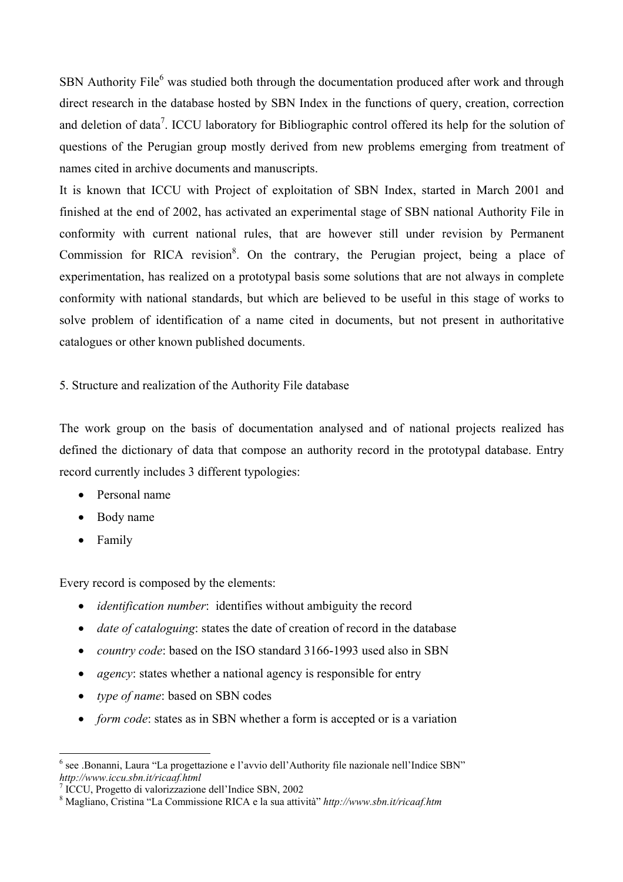SBN Authority File[6] was studied both through the documentation produced after work and through direct research in the database hosted by SBN Index in the functions of query, creation, correction and deletion of data[7]. ICCU laboratory for Bibliographic control offered its help for the solution of questions of the Perugian group mostly derived from new problems emerging from treatment of names cited in archive documents and manuscripts.

It is known that ICCU with Project of exploitation of SBN Index, started in March 2001 and finished at the end of 2002, has activated an experimental stage of SBN national Authority File in conformity with current national rules, that are however still under revision by Permanent Commission for RICA revision[8]. On the contrary, the Perugian project, being a place of experimentation, has realized on a prototypal basis some solutions that are not always in complete conformity with national standards, but which are believed to be useful in this stage of works to solve problem of identification of a name cited in documents, but not present in authoritative catalogues or other known published documents.

## 5. Structure and realization of the Authority File database

The work group on the basis of documentation analysed and of national projects realized has defined the dictionary of data that compose an authority record in the prototypal database. Entry record currently includes 3 different typologies:

- Personal name
- Body name
- Family

Every record is composed by the elements:

- *identification number*: identifies without ambiguity the record
- *date of cataloguing*: states the date of creation of record in the database
- *country code*: based on the ISO standard 3166-1993 used also in SBN
- *agency*: states whether a national agency is responsible for entry
- *type of name*: based on SBN codes
- *form code*: states as in SBN whether a form is accepted or is a variation

---

[6] see .Bonanni, Laura "La progettazione e l'avvio dell'Authority file nazionale nell'Indice SBN" *http://www.iccu.sbn.it/ricaaf.html*

[7] ICCU, Progetto di valorizzazione dell'Indice SBN, 2002

[8] Magliano, Cristina "La Commissione RICA e la sua attività" *http://www.sbn.it/ricaaf.htm*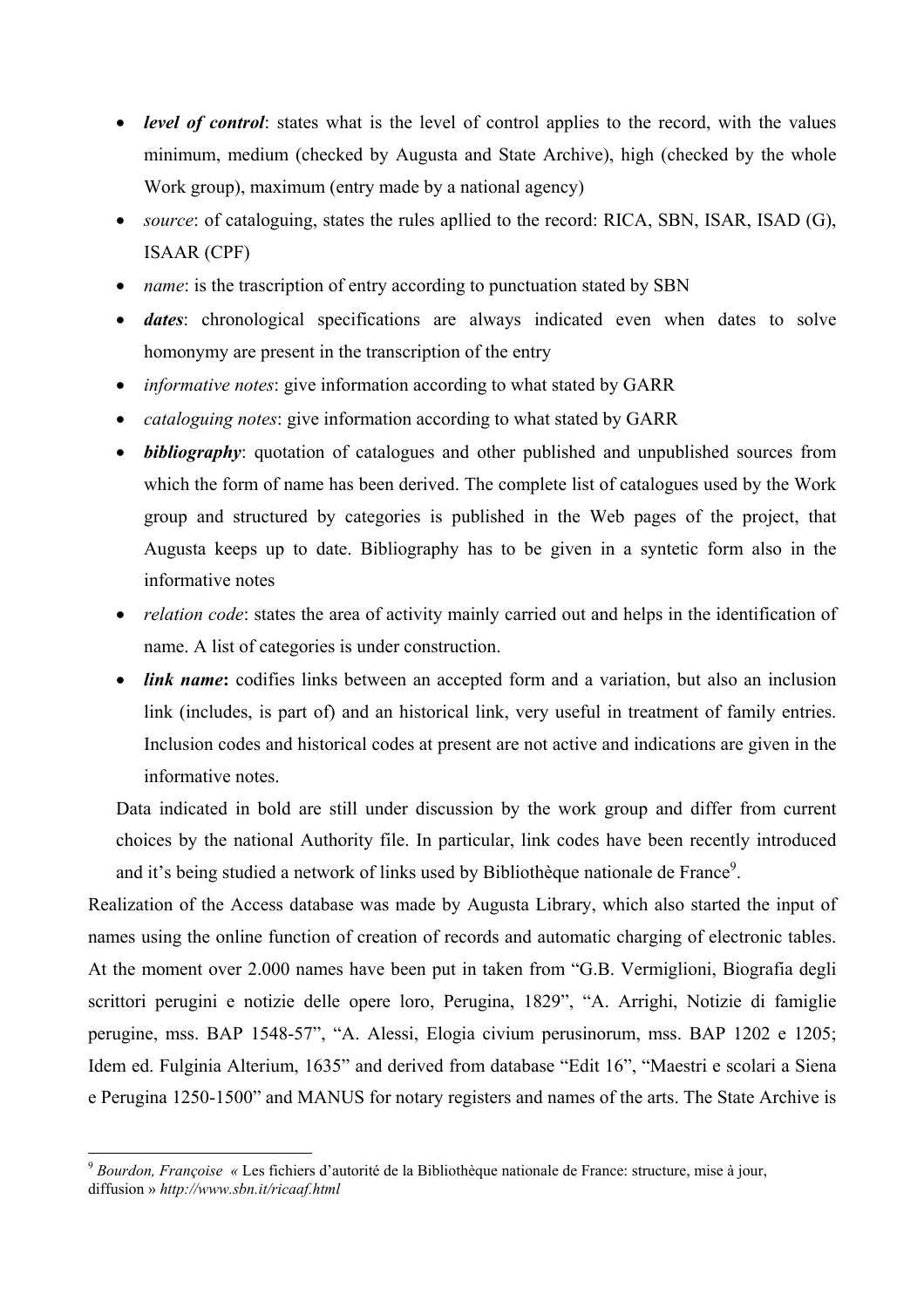- ***level of control***: states what is the level of control applies to the record, with the values minimum, medium (checked by Augusta and State Archive), high (checked by the whole Work group), maximum (entry made by a national agency)
- *source*: of cataloguing, states the rules apllied to the record: RICA, SBN, ISAR, ISAD (G), ISAAR (CPF)
- *name*: is the trascription of entry according to punctuation stated by SBN
- ***dates***: chronological specifications are always indicated even when dates to solve homonymy are present in the transcription of the entry
- *informative notes*: give information according to what stated by GARR
- *cataloguing notes*: give information according to what stated by GARR
- ***bibliography***: quotation of catalogues and other published and unpublished sources from which the form of name has been derived. The complete list of catalogues used by the Work group and structured by categories is published in the Web pages of the project, that Augusta keeps up to date. Bibliography has to be given in a syntetic form also in the informative notes
- *relation code*: states the area of activity mainly carried out and helps in the identification of name. A list of categories is under construction.
- ***link name*****:** codifies links between an accepted form and a variation, but also an inclusion link (includes, is part of) and an historical link, very useful in treatment of family entries. Inclusion codes and historical codes at present are not active and indications are given in the informative notes.

Data indicated in bold are still under discussion by the work group and differ from current choices by the national Authority file. In particular, link codes have been recently introduced and it's being studied a network of links used by Bibliothèque nationale de France[9].

Realization of the Access database was made by Augusta Library, which also started the input of names using the online function of creation of records and automatic charging of electronic tables. At the moment over 2.000 names have been put in taken from "G.B. Vermiglioni, Biografia degli scrittori perugini e notizie delle opere loro, Perugina, 1829", "A. Arrighi, Notizie di famiglie perugine, mss. BAP 1548-57", "A. Alessi, Elogia civium perusinorum, mss. BAP 1202 e 1205; Idem ed. Fulginia Alterium, 1635" and derived from database "Edit 16", "Maestri e scolari a Siena e Perugina 1250-1500" and MANUS for notary registers and names of the arts. The State Archive is

[9] *Bourdon, Françoise «* Les fichiers d'autorité de la Bibliothèque nationale de France: structure, mise à jour, diffusion » *http://www.sbn.it/ricaaf.html*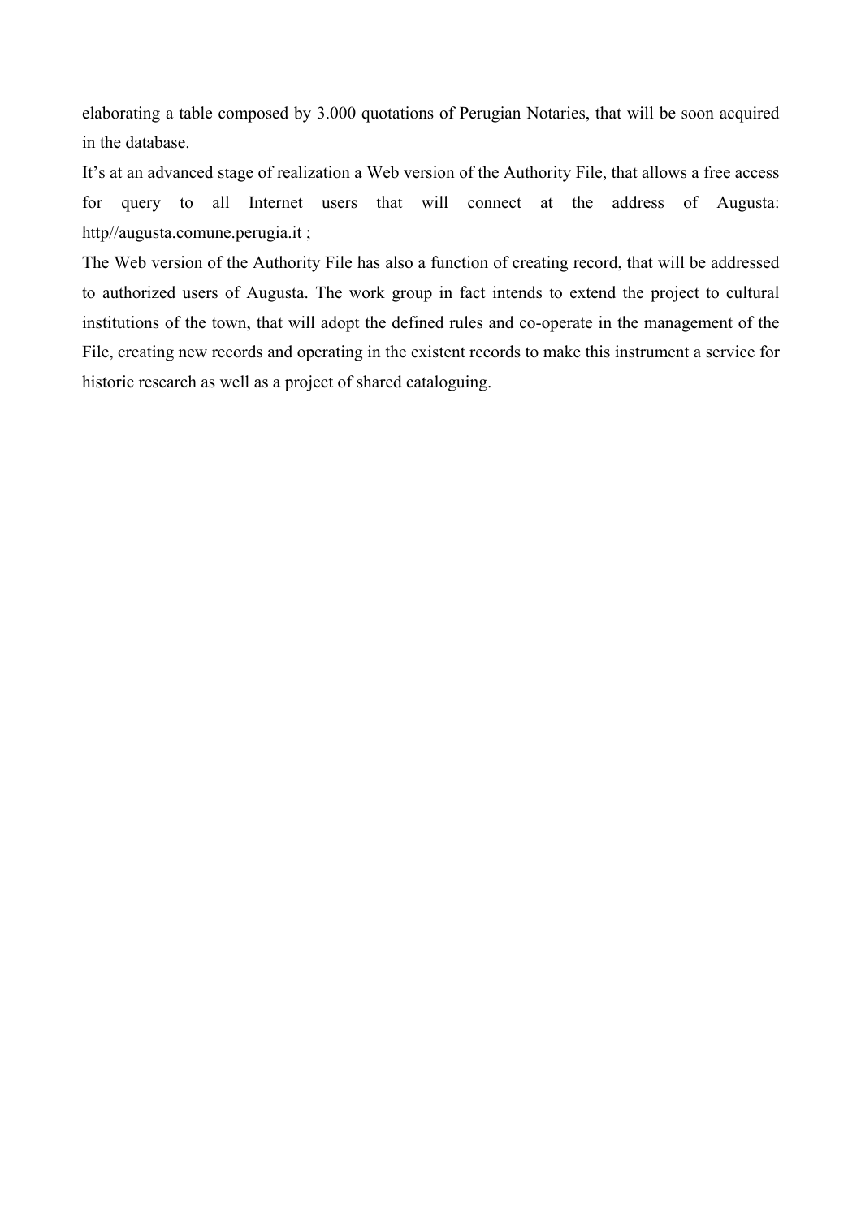elaborating a table composed by 3.000 quotations of Perugian Notaries, that will be soon acquired in the database.

It's at an advanced stage of realization a Web version of the Authority File, that allows a free access for query to all Internet users that will connect at the address of Augusta: http//augusta.comune.perugia.it ;

The Web version of the Authority File has also a function of creating record, that will be addressed to authorized users of Augusta. The work group in fact intends to extend the project to cultural institutions of the town, that will adopt the defined rules and co-operate in the management of the File, creating new records and operating in the existent records to make this instrument a service for historic research as well as a project of shared cataloguing.